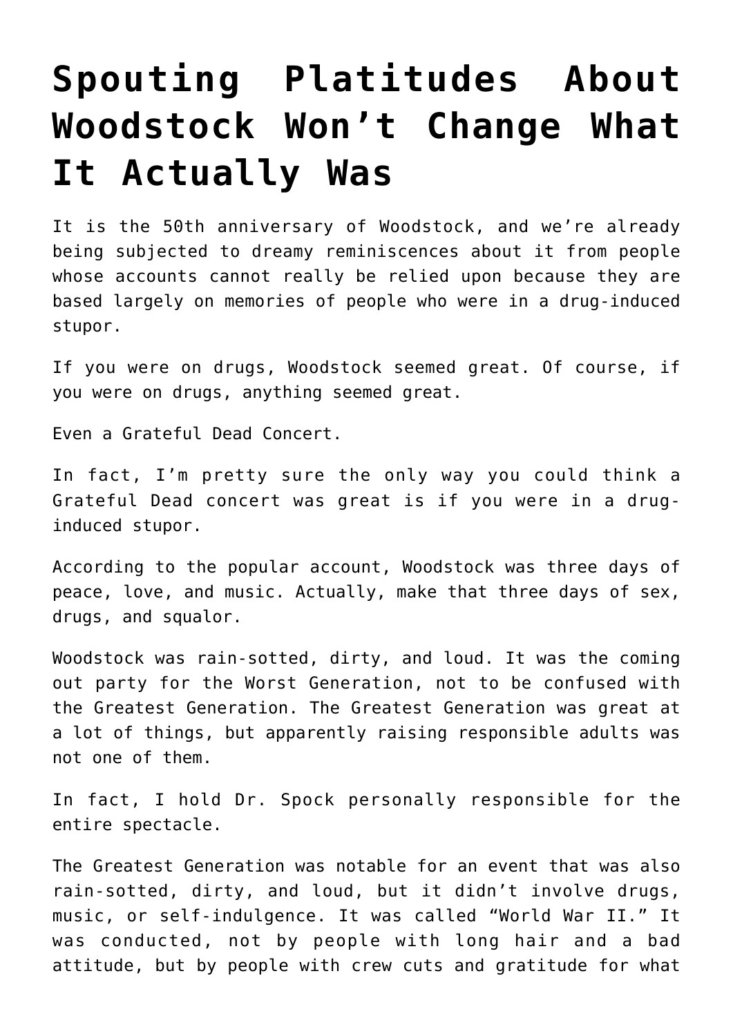# Spouting Platitudes About Woodstock Won't Change What It Actually Was

It is the 50th anniversary of Woodstock, and we're already being subjected to dreamy reminiscences about it from people whose accounts cannot really be relied upon because they are based largely on memories of people who were in a drug-induced stupor.

If you were on drugs, Woodstock seemed great. Of course, if you were on drugs, anything seemed great.

Even a Grateful Dead Concert.

In fact, I'm pretty sure the only way you could think a Grateful Dead concert was great is if you were in a drug-induced stupor.

According to the popular account, Woodstock was three days of peace, love, and music. Actually, make that three days of sex, drugs, and squalor.

Woodstock was rain-sotted, dirty, and loud. It was the coming out party for the Worst Generation, not to be confused with the Greatest Generation. The Greatest Generation was great at a lot of things, but apparently raising responsible adults was not one of them.

In fact, I hold Dr. Spock personally responsible for the entire spectacle.

The Greatest Generation was notable for an event that was also rain-sotted, dirty, and loud, but it didn't involve drugs, music, or self-indulgence. It was called "World War II." It was conducted, not by people with long hair and a bad attitude, but by people with crew cuts and gratitude for what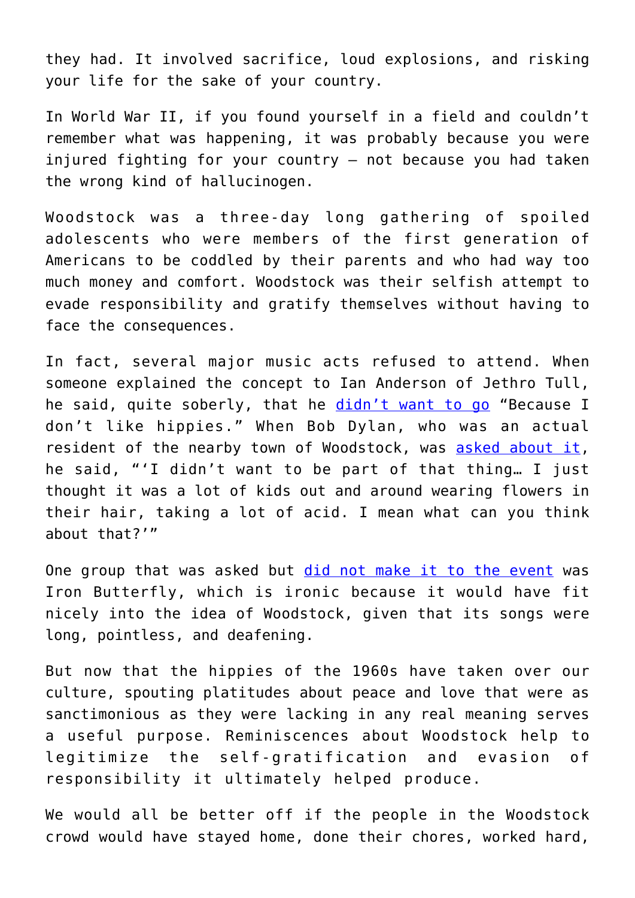they had. It involved sacrifice, loud explosions, and risking your life for the sake of your country.

In World War II, if you found yourself in a field and couldn't remember what was happening, it was probably because you were injured fighting for your country – not because you had taken the wrong kind of hallucinogen.

Woodstock was a three-day long gathering of spoiled adolescents who were members of the first generation of Americans to be coddled by their parents and who had way too much money and comfort. Woodstock was their selfish attempt to evade responsibility and gratify themselves without having to face the consequences.

In fact, several major music acts refused to attend. When someone explained the concept to Ian Anderson of Jethro Tull, he said, quite soberly, that he [didn't want to go]() "Because I don't like hippies." When Bob Dylan, who was an actual resident of the nearby town of Woodstock, was [asked about it](), he said, "'I didn't want to be part of that thing… I just thought it was a lot of kids out and around wearing flowers in their hair, taking a lot of acid. I mean what can you think about that?'"

One group that was asked but [did not make it to the event]() was Iron Butterfly, which is ironic because it would have fit nicely into the idea of Woodstock, given that its songs were long, pointless, and deafening.

But now that the hippies of the 1960s have taken over our culture, spouting platitudes about peace and love that were as sanctimonious as they were lacking in any real meaning serves a useful purpose. Reminiscences about Woodstock help to legitimize the self-gratification and evasion of responsibility it ultimately helped produce.

We would all be better off if the people in the Woodstock crowd would have stayed home, done their chores, worked hard,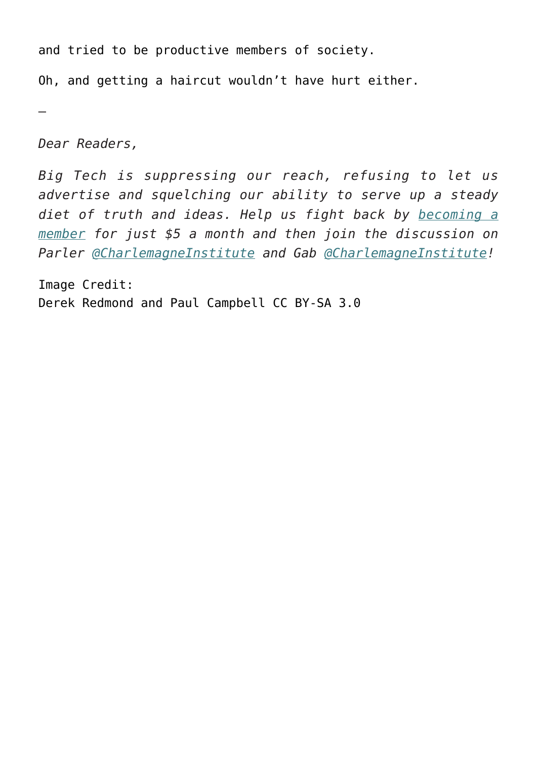and tried to be productive members of society.

Oh, and getting a haircut wouldn't have hurt either.

—

*Dear Readers,*

*Big Tech is suppressing our reach, refusing to let us advertise and squelching our ability to serve up a steady diet of truth and ideas. Help us fight back by [becoming a member]() for just $5 a month and then join the discussion on Parler [@CharlemagneInstitute]() and Gab [@CharlemagneInstitute]()!*

Image Credit:
Derek Redmond and Paul Campbell CC BY-SA 3.0